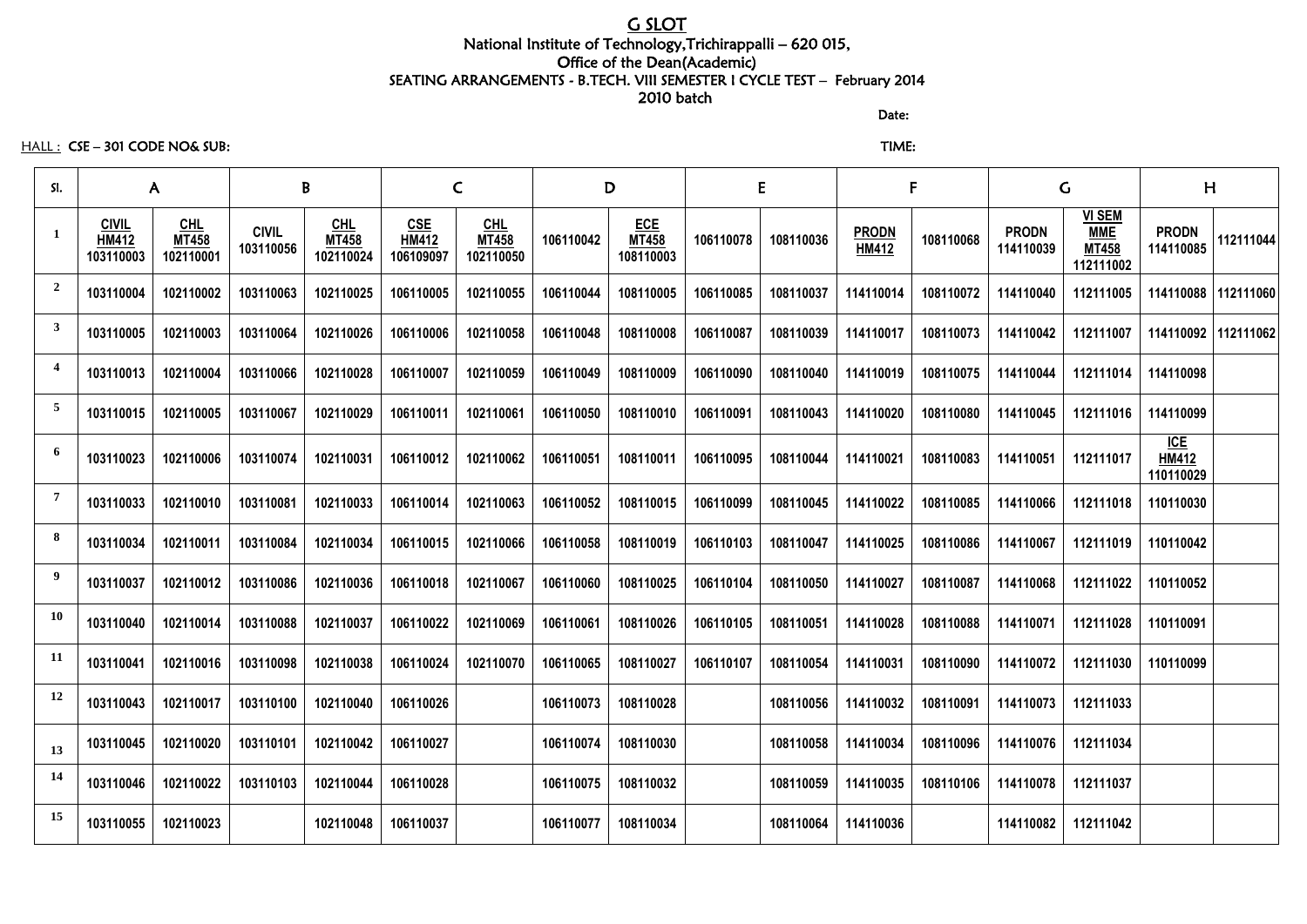# G SLOT

National Institute of Technology,Trichirappalli – 620 015,
Office of the Dean(Academic)
SEATING ARRANGEMENTS - B.TECH. VIII SEMESTER I CYCLE TEST – February 2014
2010 batch

Date:

HALL : CSE – 301 CODE NO& SUB: TIME:

| Sl. | A | | B | | C | | D | | E | | F | | G | | H | |
|---|---|---|---|---|---|---|---|---|---|---|---|---|---|---|---|---|
| 1 | CIVIL HM412 103110003 | CHL MT458 102110001 | CIVIL 103110056 | CHL MT458 102110024 | CSE HM412 106109097 | CHL MT458 102110050 | 106110042 | ECE MT458 108110003 | 106110078 | 108110036 | PRODN HM412 | 108110068 | PRODN 114110039 | VI SEM MME MT458 112111002 | PRODN 114110085 | 112111044 |
| 2 | 103110004 | 102110002 | 103110063 | 102110025 | 106110005 | 102110055 | 106110044 | 108110005 | 106110085 | 108110037 | 114110014 | 108110072 | 114110040 | 112111005 | 114110088 | 112111060 |
| 3 | 103110005 | 102110003 | 103110064 | 102110026 | 106110006 | 102110058 | 106110048 | 108110008 | 106110087 | 108110039 | 114110017 | 108110073 | 114110042 | 112111007 | 114110092 | 112111062 |
| 4 | 103110013 | 102110004 | 103110066 | 102110028 | 106110007 | 102110059 | 106110049 | 108110009 | 106110090 | 108110040 | 114110019 | 108110075 | 114110044 | 112111014 | 114110098 | |
| 5 | 103110015 | 102110005 | 103110067 | 102110029 | 106110011 | 102110061 | 106110050 | 108110010 | 106110091 | 108110043 | 114110020 | 108110080 | 114110045 | 112111016 | 114110099 | |
| 6 | 103110023 | 102110006 | 103110074 | 102110031 | 106110012 | 102110062 | 106110051 | 108110011 | 106110095 | 108110044 | 114110021 | 108110083 | 114110051 | 112111017 | ICE HM412 110110029 | |
| 7 | 103110033 | 102110010 | 103110081 | 102110033 | 106110014 | 102110063 | 106110052 | 108110015 | 106110099 | 108110045 | 114110022 | 108110085 | 114110066 | 112111018 | 110110030 | |
| 8 | 103110034 | 102110011 | 103110084 | 102110034 | 106110015 | 102110066 | 106110058 | 108110019 | 106110103 | 108110047 | 114110025 | 108110086 | 114110067 | 112111019 | 110110042 | |
| 9 | 103110037 | 102110012 | 103110086 | 102110036 | 106110018 | 102110067 | 106110060 | 108110025 | 106110104 | 108110050 | 114110027 | 108110087 | 114110068 | 112111022 | 110110052 | |
| 10 | 103110040 | 102110014 | 103110088 | 102110037 | 106110022 | 102110069 | 106110061 | 108110026 | 106110105 | 108110051 | 114110028 | 108110088 | 114110071 | 112111028 | 110110091 | |
| 11 | 103110041 | 102110016 | 103110098 | 102110038 | 106110024 | 102110070 | 106110065 | 108110027 | 106110107 | 108110054 | 114110031 | 108110090 | 114110072 | 112111030 | 110110099 | |
| 12 | 103110043 | 102110017 | 103110100 | 102110040 | 106110026 | | 106110073 | 108110028 | | 108110056 | 114110032 | 108110091 | 114110073 | 112111033 | | |
| 13 | 103110045 | 102110020 | 103110101 | 102110042 | 106110027 | | 106110074 | 108110030 | | 108110058 | 114110034 | 108110096 | 114110076 | 112111034 | | |
| 14 | 103110046 | 102110022 | 103110103 | 102110044 | 106110028 | | 106110075 | 108110032 | | 108110059 | 114110035 | 108110106 | 114110078 | 112111037 | | |
| 15 | 103110055 | 102110023 | | 102110048 | 106110037 | | 106110077 | 108110034 | | 108110064 | 114110036 | | 114110082 | 112111042 | | |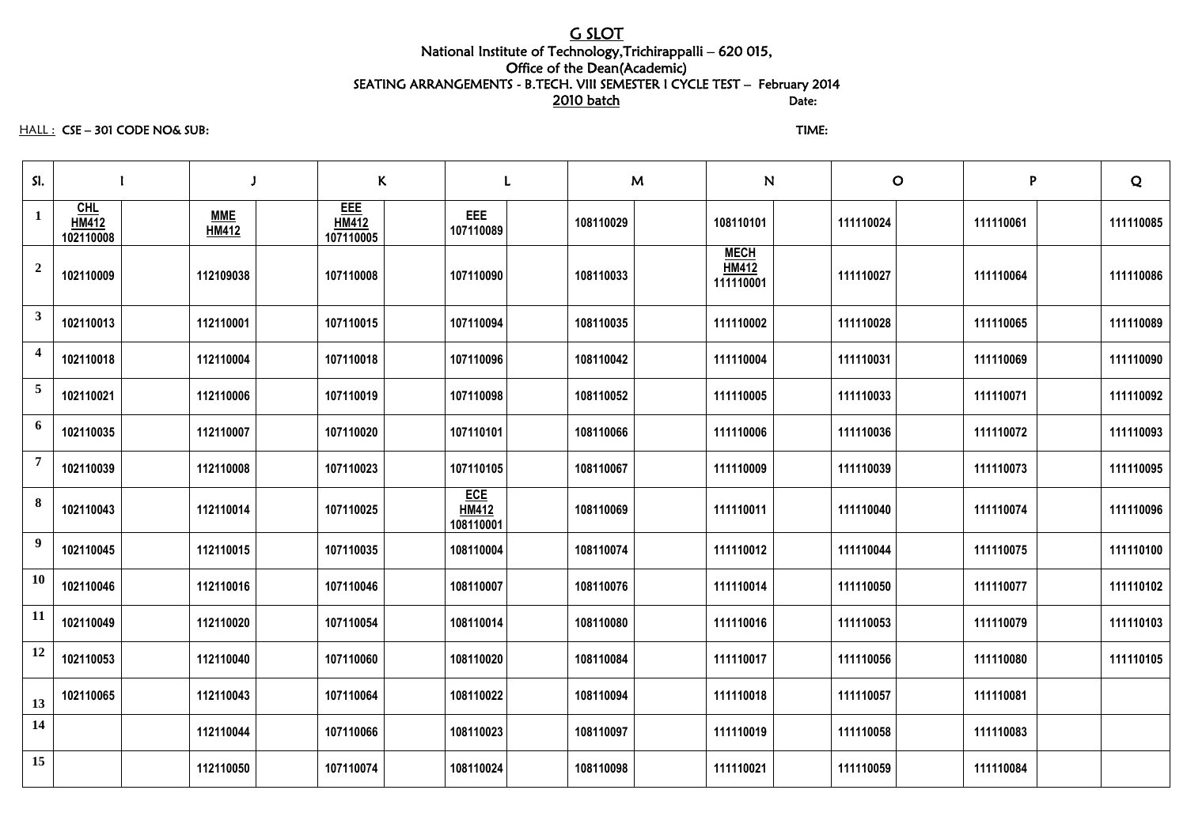# G SLOT

National Institute of Technology,Trichirappalli – 620 015,

Office of the Dean(Academic)

SEATING ARRANGEMENTS - B.TECH. VIII SEMESTER I CYCLE TEST – February 2014

2010 batch Date:

HALL : CSE – 301 CODE NO& SUB: TIME:

| Sl. | I | | J | | K | | L | | M | | N | | O | | P | | Q |
|---|---|---|---|---|---|---|---|---|---|---|---|---|---|---|---|---|---|
| 1 | CHL HM412 102110008 | | MME HM412 | | EEE HM412 107110005 | | EEE 107110089 | | 108110029 | | 108110101 | | 111110024 | | 111110061 | | 111110085 |
| 2 | 102110009 | | 112109038 | | 107110008 | | 107110090 | | 108110033 | | MECH HM412 111110001 | | 111110027 | | 111110064 | | 111110086 |
| 3 | 102110013 | | 112110001 | | 107110015 | | 107110094 | | 108110035 | | 111110002 | | 111110028 | | 111110065 | | 111110089 |
| 4 | 102110018 | | 112110004 | | 107110018 | | 107110096 | | 108110042 | | 111110004 | | 111110031 | | 111110069 | | 111110090 |
| 5 | 102110021 | | 112110006 | | 107110019 | | 107110098 | | 108110052 | | 111110005 | | 111110033 | | 111110071 | | 111110092 |
| 6 | 102110035 | | 112110007 | | 107110020 | | 107110101 | | 108110066 | | 111110006 | | 111110036 | | 111110072 | | 111110093 |
| 7 | 102110039 | | 112110008 | | 107110023 | | 107110105 | | 108110067 | | 111110009 | | 111110039 | | 111110073 | | 111110095 |
| 8 | 102110043 | | 112110014 | | 107110025 | | ECE HM412 108110001 | | 108110069 | | 111110011 | | 111110040 | | 111110074 | | 111110096 |
| 9 | 102110045 | | 112110015 | | 107110035 | | 108110004 | | 108110074 | | 111110012 | | 111110044 | | 111110075 | | 111110100 |
| 10 | 102110046 | | 112110016 | | 107110046 | | 108110007 | | 108110076 | | 111110014 | | 111110050 | | 111110077 | | 111110102 |
| 11 | 102110049 | | 112110020 | | 107110054 | | 108110014 | | 108110080 | | 111110016 | | 111110053 | | 111110079 | | 111110103 |
| 12 | 102110053 | | 112110040 | | 107110060 | | 108110020 | | 108110084 | | 111110017 | | 111110056 | | 111110080 | | 111110105 |
| 13 | 102110065 | | 112110043 | | 107110064 | | 108110022 | | 108110094 | | 111110018 | | 111110057 | | 111110081 | | |
| 14 | | | 112110044 | | 107110066 | | 108110023 | | 108110097 | | 111110019 | | 111110058 | | 111110083 | | |
| 15 | | | 112110050 | | 107110074 | | 108110024 | | 108110098 | | 111110021 | | 111110059 | | 111110084 | | |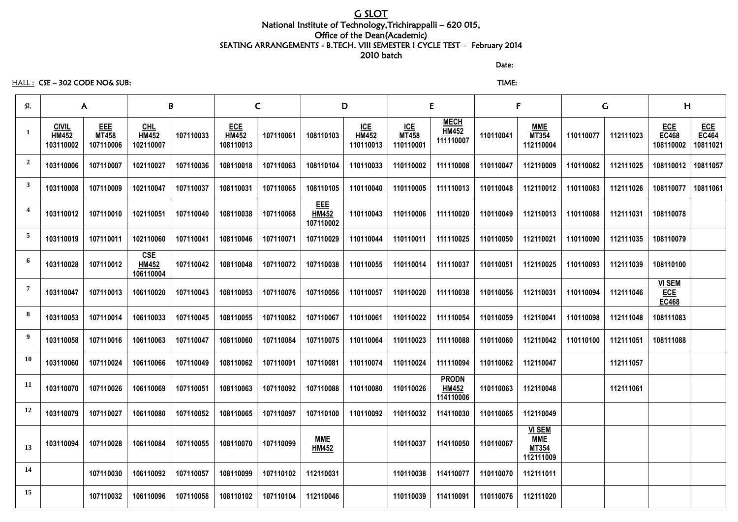# G SLOT

National Institute of Technology,Trichirappalli – 620 015,
Office of the Dean(Academic)
SEATING ARRANGEMENTS - B.TECH. VIII SEMESTER I CYCLE TEST – February 2014
2010 batch

Date:

HALL : CSE – 302 CODE NO& SUB:

TIME:

| Sl. | A | | B | | C | | D | | E | | F | | G | | H | |
|---|---|---|---|---|---|---|---|---|---|---|---|---|---|---|---|---|
| 1 | CIVIL HM452 103110002 | EEE MT458 107110006 | CHL HM452 102110007 | 107110033 | ECE HM452 108110013 | 107110061 | 108110103 | ICE HM452 110110013 | ICE MT458 110110001 | MECH HM452 111110007 | 110110041 | MME MT354 112110004 | 110110077 | 112111023 | ECE EC468 108110002 | ECE EC464 10811021 |
| 2 | 103110006 | 107110007 | 102110027 | 107110036 | 108110018 | 107110063 | 108110104 | 110110033 | 110110002 | 111110008 | 110110047 | 112110009 | 110110082 | 112111025 | 108110012 | 10811057 |
| 3 | 103110008 | 107110009 | 102110047 | 107110037 | 108110031 | 107110065 | 108110105 | 110110040 | 110110005 | 111110013 | 110110048 | 112110012 | 110110083 | 112111026 | 108110077 | 10811061 |
| 4 | 103110012 | 107110010 | 102110051 | 107110040 | 108110038 | 107110068 | EEE HM452 107110002 | 110110043 | 110110006 | 111110020 | 110110049 | 112110013 | 110110088 | 112111031 | 108110078 | |
| 5 | 103110019 | 107110011 | 102110060 | 107110041 | 108110046 | 107110071 | 107110029 | 110110044 | 110110011 | 111110025 | 110110050 | 112110021 | 110110090 | 112111035 | 108110079 | |
| 6 | 103110028 | 107110012 | CSE HM452 106110004 | 107110042 | 108110048 | 107110072 | 107110038 | 110110055 | 110110014 | 111110037 | 110110051 | 112110025 | 110110093 | 112111039 | 108110100 | |
| 7 | 103110047 | 107110013 | 106110020 | 107110043 | 108110053 | 107110076 | 107110056 | 110110057 | 110110020 | 111110038 | 110110056 | 112110031 | 110110094 | 112111046 | VI SEM ECE EC468 | |
| 8 | 103110053 | 107110014 | 106110033 | 107110045 | 108110055 | 107110082 | 107110067 | 110110061 | 110110022 | 111110054 | 110110059 | 112110041 | 110110098 | 112111048 | 108111083 | |
| 9 | 103110058 | 107110016 | 106110063 | 107110047 | 108110060 | 107110084 | 107110075 | 110110064 | 110110023 | 111110088 | 110110060 | 112110042 | 110110100 | 112111051 | 108111088 | |
| 10 | 103110060 | 107110024 | 106110066 | 107110049 | 108110062 | 107110091 | 107110081 | 110110074 | 110110024 | 111110094 | 110110062 | 112110047 | | 112111057 | | |
| 11 | 103110070 | 107110026 | 106110069 | 107110051 | 108110063 | 107110092 | 107110088 | 110110080 | 110110026 | PRODN HM452 114110006 | 110110063 | 112110048 | | 112111061 | | |
| 12 | 103110079 | 107110027 | 106110080 | 107110052 | 108110065 | 107110097 | 107110100 | 110110092 | 110110032 | 114110030 | 110110065 | 112110049 | | | | |
| 13 | 103110094 | 107110028 | 106110084 | 107110055 | 108110070 | 107110099 | MME HM452 | | 110110037 | 114110050 | 110110067 | VI SEM MME MT354 112111009 | | | | |
| 14 | | 107110030 | 106110092 | 107110057 | 108110099 | 107110102 | 112110031 | | 110110038 | 114110077 | 110110070 | 112111011 | | | | |
| 15 | | 107110032 | 106110096 | 107110058 | 108110102 | 107110104 | 112110046 | | 110110039 | 114110091 | 110110076 | 112111020 | | | | |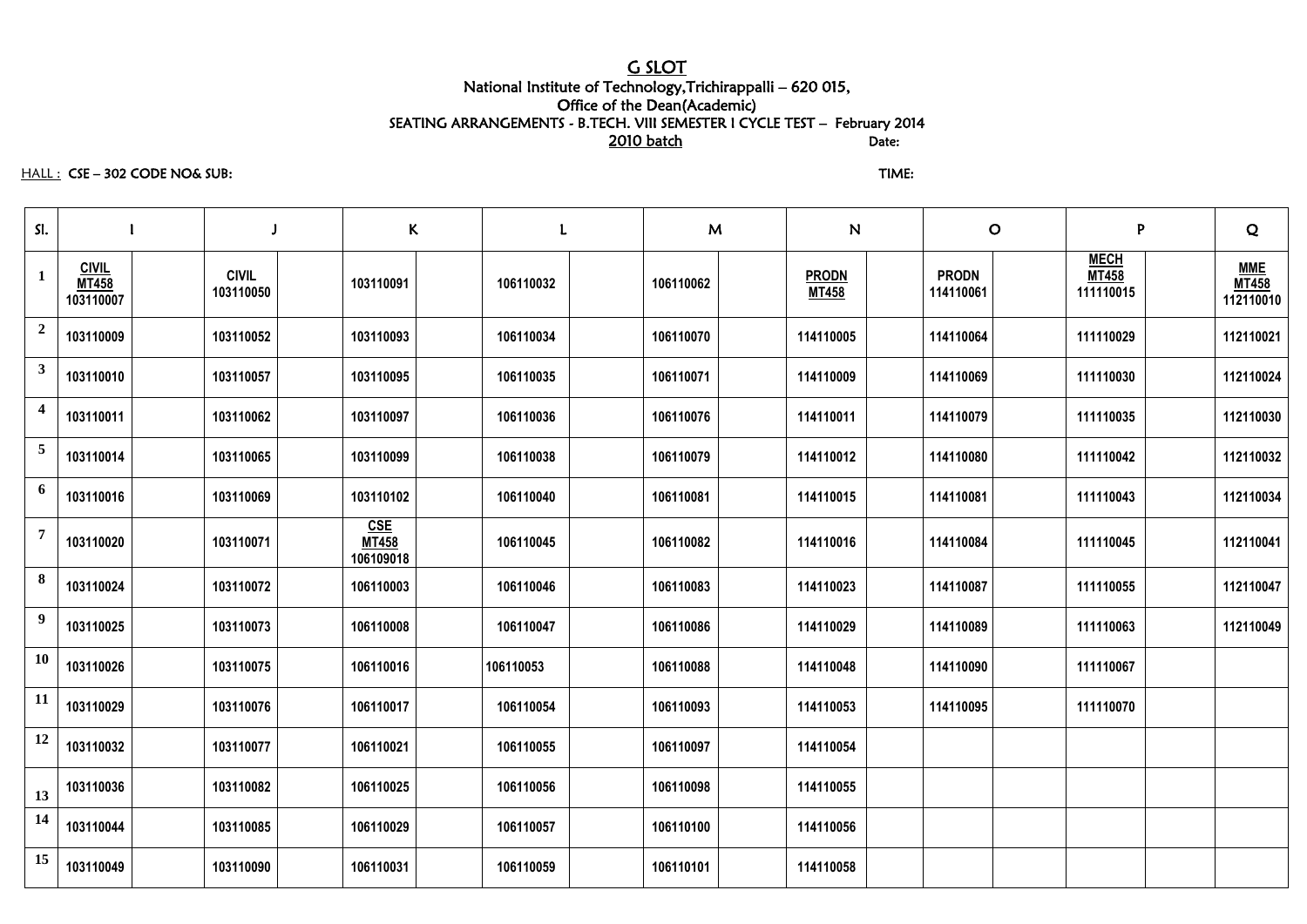# G SLOT

National Institute of Technology,Trichirappalli – 620 015,

Office of the Dean(Academic)

SEATING ARRANGEMENTS - B.TECH. VIII SEMESTER I CYCLE TEST – February 2014

2010 batch Date:

HALL : CSE – 302 CODE NO& SUB: TIME:

| Sl. | I | J | K | L | M | N | O | P | Q |
|---|---|---|---|---|---|---|---|---|---|
| 1 | CIVIL MT458 103110007 | CIVIL 103110050 | 103110091 | 106110032 | 106110062 | PRODN MT458 | PRODN 114110061 | MECH MT458 111110015 | MME MT458 112110010 |
| 2 | 103110009 | 103110052 | 103110093 | 106110034 | 106110070 | 114110005 | 114110064 | 111110029 | 112110021 |
| 3 | 103110010 | 103110057 | 103110095 | 106110035 | 106110071 | 114110009 | 114110069 | 111110030 | 112110024 |
| 4 | 103110011 | 103110062 | 103110097 | 106110036 | 106110076 | 114110011 | 114110079 | 111110035 | 112110030 |
| 5 | 103110014 | 103110065 | 103110099 | 106110038 | 106110079 | 114110012 | 114110080 | 111110042 | 112110032 |
| 6 | 103110016 | 103110069 | 103110102 | 106110040 | 106110081 | 114110015 | 114110081 | 111110043 | 112110034 |
| 7 | 103110020 | 103110071 | CSE MT458 106109018 | 106110045 | 106110082 | 114110016 | 114110084 | 111110045 | 112110041 |
| 8 | 103110024 | 103110072 | 106110003 | 106110046 | 106110083 | 114110023 | 114110087 | 111110055 | 112110047 |
| 9 | 103110025 | 103110073 | 106110008 | 106110047 | 106110086 | 114110029 | 114110089 | 111110063 | 112110049 |
| 10 | 103110026 | 103110075 | 106110016 | 106110053 | 106110088 | 114110048 | 114110090 | 111110067 | |
| 11 | 103110029 | 103110076 | 106110017 | 106110054 | 106110093 | 114110053 | 114110095 | 111110070 | |
| 12 | 103110032 | 103110077 | 106110021 | 106110055 | 106110097 | 114110054 | | | |
| 13 | 103110036 | 103110082 | 106110025 | 106110056 | 106110098 | 114110055 | | | |
| 14 | 103110044 | 103110085 | 106110029 | 106110057 | 106110100 | 114110056 | | | |
| 15 | 103110049 | 103110090 | 106110031 | 106110059 | 106110101 | 114110058 | | | |